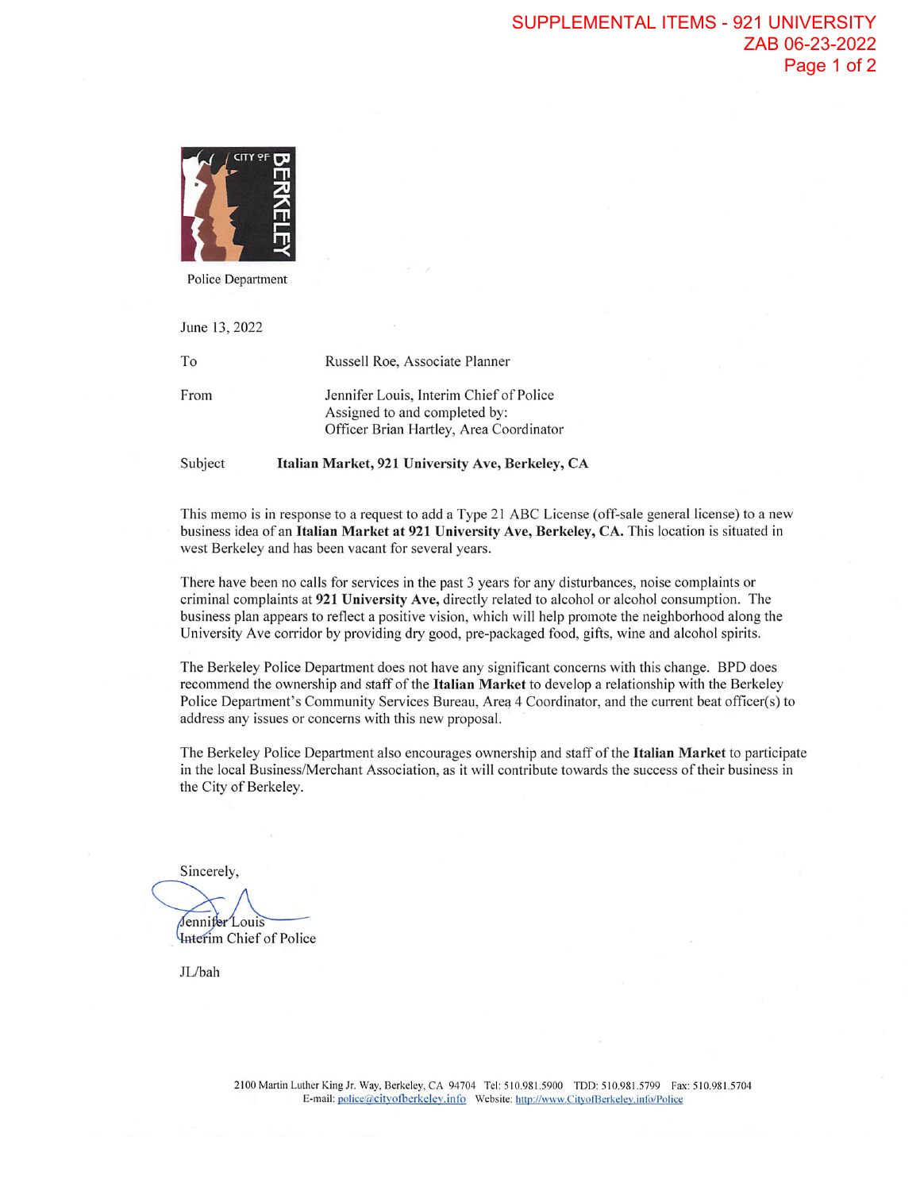Police Department

June 13, 2022

| | |
|---|---|
| To | Russell Roe, Associate Planner |
| From | Jennifer Louis, Interim Chief of Police<br>Assigned to and completed by:<br>Officer Brian Hartley, Area Coordinator |

Subject **Italian Market, 921 University Ave, Berkeley, CA**

This memo is in response to a request to add a Type 21 ABC License (off-sale general license) to a new business idea of an **Italian Market at 921 University Ave, Berkeley, CA.** This location is situated in west Berkeley and has been vacant for several years.

There have been no calls for services in the past 3 years for any disturbances, noise complaints or criminal complaints at **921 University Ave,** directly related to alcohol or alcohol consumption. The business plan appears to reflect a positive vision, which will help promote the neighborhood along the University Ave corridor by providing dry good, pre-packaged food, gifts, wine and alcohol spirits.

The Berkeley Police Department does not have any significant concerns with this change. BPD does recommend the ownership and staff of the **Italian Market** to develop a relationship with the Berkeley Police Department's Community Services Bureau, Area 4 Coordinator, and the current beat officer(s) to address any issues or concerns with this new proposal.

The Berkeley Police Department also encourages ownership and staff of the **Italian Market** to participate in the local Business/Merchant Association, as it will contribute towards the success of their business in the City of Berkeley.

Sincerely,

Jennifer Louis
Interim Chief of Police

JL/bah

2100 Martin Luther King Jr. Way, Berkeley, CA 94704 Tel: 510.981.5900 TDD: 510.981.5799 Fax: 510.981.5704
E-mail: police@cityofberkeley.info Website: http://www.CityofBerkeley.info/Police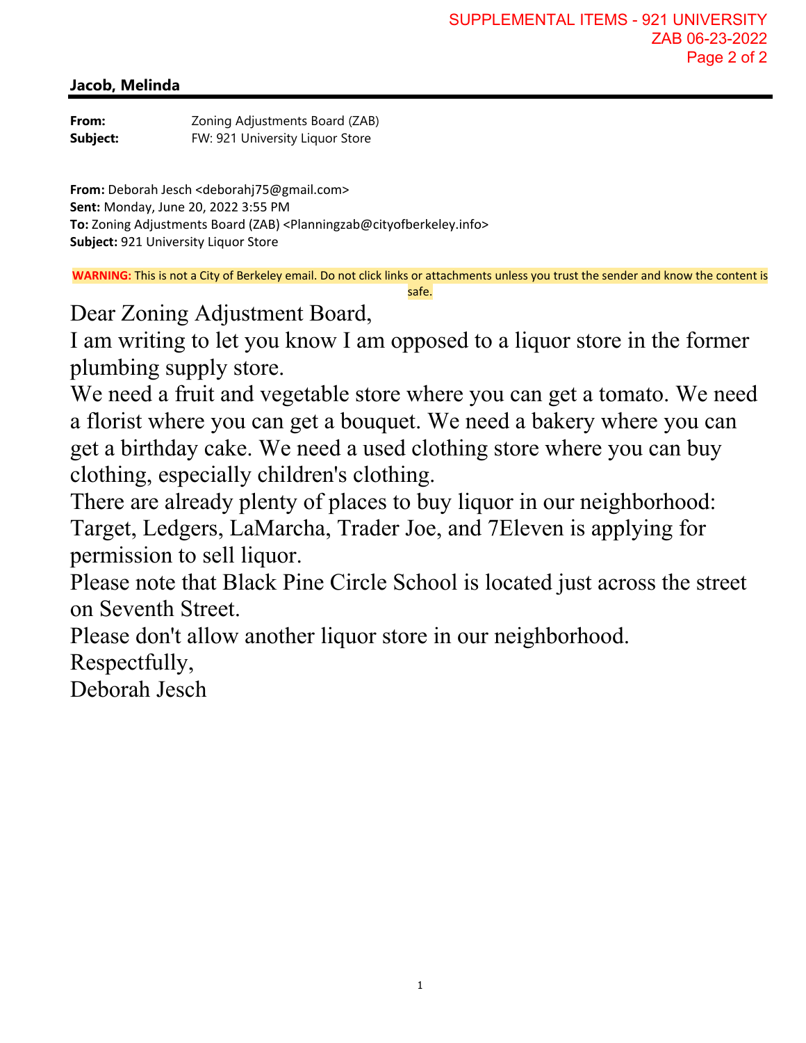**Jacob, Melinda**

**From:** Zoning Adjustments Board (ZAB)
**Subject:** FW: 921 University Liquor Store

**From:** Deborah Jesch <deborahj75@gmail.com>
**Sent:** Monday, June 20, 2022 3:55 PM
**To:** Zoning Adjustments Board (ZAB) <Planningzab@cityofberkeley.info>
**Subject:** 921 University Liquor Store

**WARNING:** This is not a City of Berkeley email. Do not click links or attachments unless you trust the sender and know the content is safe.

Dear Zoning Adjustment Board,

I am writing to let you know I am opposed to a liquor store in the former plumbing supply store.

We need a fruit and vegetable store where you can get a tomato. We need a florist where you can get a bouquet. We need a bakery where you can get a birthday cake. We need a used clothing store where you can buy clothing, especially children's clothing.

There are already plenty of places to buy liquor in our neighborhood: Target, Ledgers, LaMarcha, Trader Joe, and 7Eleven is applying for permission to sell liquor.

Please note that Black Pine Circle School is located just across the street on Seventh Street.

Please don't allow another liquor store in our neighborhood.

Respectfully,
Deborah Jesch